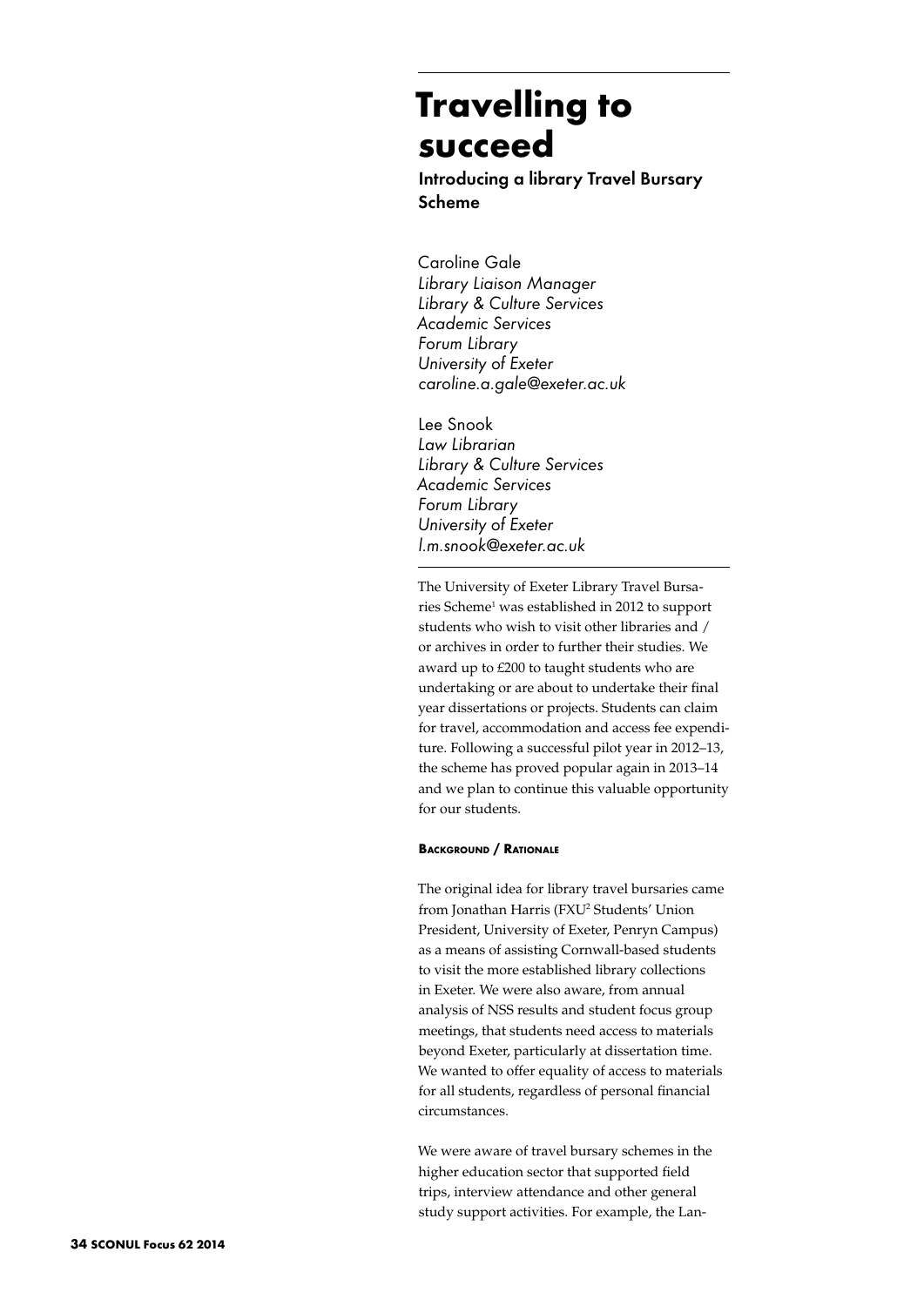# Travelling to succeed

## Introducing a library Travel Bursary Scheme

Caroline Gale  
*Library Liaison Manager*  
*Library & Culture Services*  
*Academic Services*  
*Forum Library*  
*University of Exeter*  
*caroline.a.gale@exeter.ac.uk*

Lee Snook  
*Law Librarian*  
*Library & Culture Services*  
*Academic Services*  
*Forum Library*  
*University of Exeter*  
*l.m.snook@exeter.ac.uk*

The University of Exeter Library Travel Bursaries Scheme[1] was established in 2012 to support students who wish to visit other libraries and / or archives in order to further their studies. We award up to £200 to taught students who are undertaking or are about to undertake their final year dissertations or projects. Students can claim for travel, accommodation and access fee expenditure. Following a successful pilot year in 2012–13, the scheme has proved popular again in 2013–14 and we plan to continue this valuable opportunity for our students.

### Background / Rationale

The original idea for library travel bursaries came from Jonathan Harris (FXU[2] Students' Union President, University of Exeter, Penryn Campus) as a means of assisting Cornwall-based students to visit the more established library collections in Exeter. We were also aware, from annual analysis of NSS results and student focus group meetings, that students need access to materials beyond Exeter, particularly at dissertation time. We wanted to offer equality of access to materials for all students, regardless of personal financial circumstances.

We were aware of travel bursary schemes in the higher education sector that supported field trips, interview attendance and other general study support activities. For example, the Lan-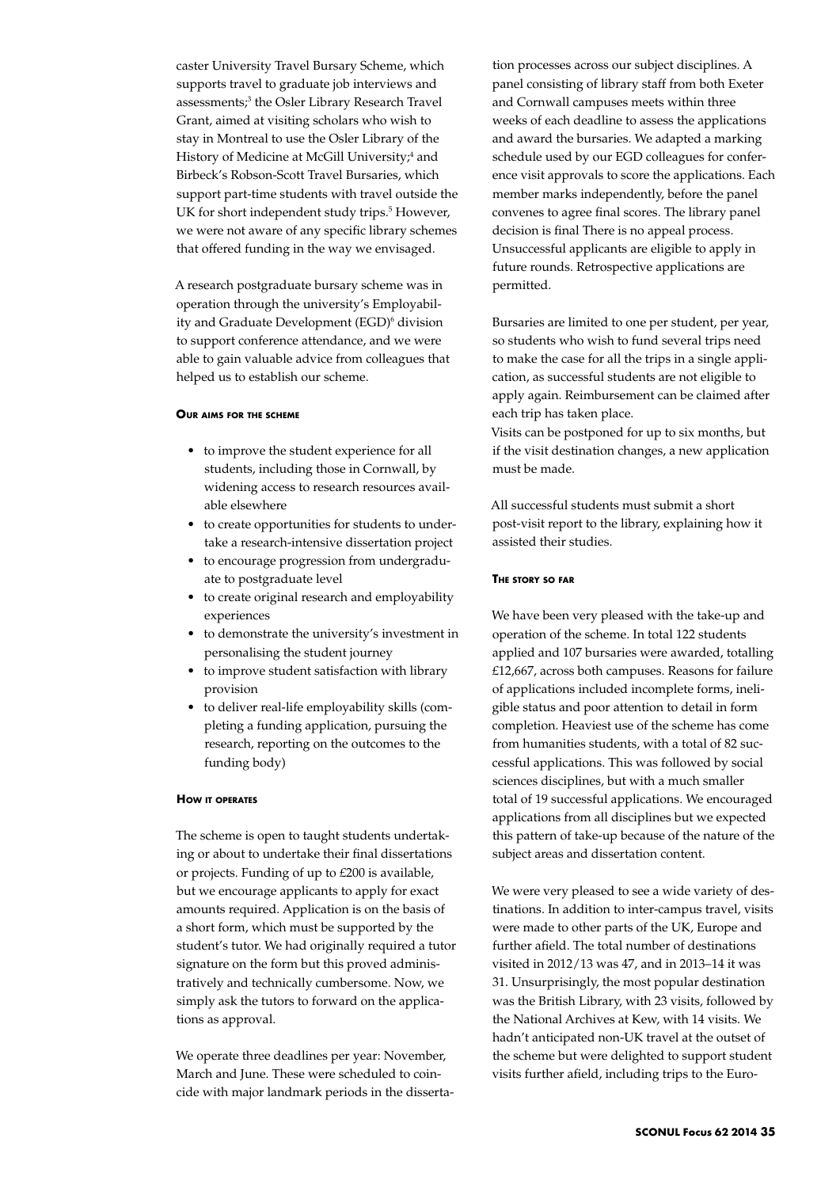caster University Travel Bursary Scheme, which supports travel to graduate job interviews and assessments;[3] the Osler Library Research Travel Grant, aimed at visiting scholars who wish to stay in Montreal to use the Osler Library of the History of Medicine at McGill University;[4] and Birbeck's Robson-Scott Travel Bursaries, which support part-time students with travel outside the UK for short independent study trips.[5] However, we were not aware of any specific library schemes that offered funding in the way we envisaged.

A research postgraduate bursary scheme was in operation through the university's Employability and Graduate Development (EGD)[6] division to support conference attendance, and we were able to gain valuable advice from colleagues that helped us to establish our scheme.

#### Our aims for the scheme

- to improve the student experience for all students, including those in Cornwall, by widening access to research resources available elsewhere
- to create opportunities for students to undertake a research-intensive dissertation project
- to encourage progression from undergraduate to postgraduate level
- to create original research and employability experiences
- to demonstrate the university's investment in personalising the student journey
- to improve student satisfaction with library provision
- to deliver real-life employability skills (completing a funding application, pursuing the research, reporting on the outcomes to the funding body)

#### How it operates

The scheme is open to taught students undertaking or about to undertake their final dissertations or projects. Funding of up to £200 is available, but we encourage applicants to apply for exact amounts required. Application is on the basis of a short form, which must be supported by the student's tutor. We had originally required a tutor signature on the form but this proved administratively and technically cumbersome. Now, we simply ask the tutors to forward on the applications as approval.

We operate three deadlines per year: November, March and June. These were scheduled to coincide with major landmark periods in the dissertation processes across our subject disciplines. A panel consisting of library staff from both Exeter and Cornwall campuses meets within three weeks of each deadline to assess the applications and award the bursaries. We adapted a marking schedule used by our EGD colleagues for conference visit approvals to score the applications. Each member marks independently, before the panel convenes to agree final scores. The library panel decision is final There is no appeal process. Unsuccessful applicants are eligible to apply in future rounds. Retrospective applications are permitted.

Bursaries are limited to one per student, per year, so students who wish to fund several trips need to make the case for all the trips in a single application, as successful students are not eligible to apply again. Reimbursement can be claimed after each trip has taken place.
Visits can be postponed for up to six months, but if the visit destination changes, a new application must be made.

All successful students must submit a short post-visit report to the library, explaining how it assisted their studies.

#### The story so far

We have been very pleased with the take-up and operation of the scheme. In total 122 students applied and 107 bursaries were awarded, totalling £12,667, across both campuses. Reasons for failure of applications included incomplete forms, ineligible status and poor attention to detail in form completion. Heaviest use of the scheme has come from humanities students, with a total of 82 successful applications. This was followed by social sciences disciplines, but with a much smaller total of 19 successful applications. We encouraged applications from all disciplines but we expected this pattern of take-up because of the nature of the subject areas and dissertation content.

We were very pleased to see a wide variety of destinations. In addition to inter-campus travel, visits were made to other parts of the UK, Europe and further afield. The total number of destinations visited in 2012/13 was 47, and in 2013–14 it was 31. Unsurprisingly, the most popular destination was the British Library, with 23 visits, followed by the National Archives at Kew, with 14 visits. We hadn't anticipated non-UK travel at the outset of the scheme but were delighted to support student visits further afield, including trips to the Euro-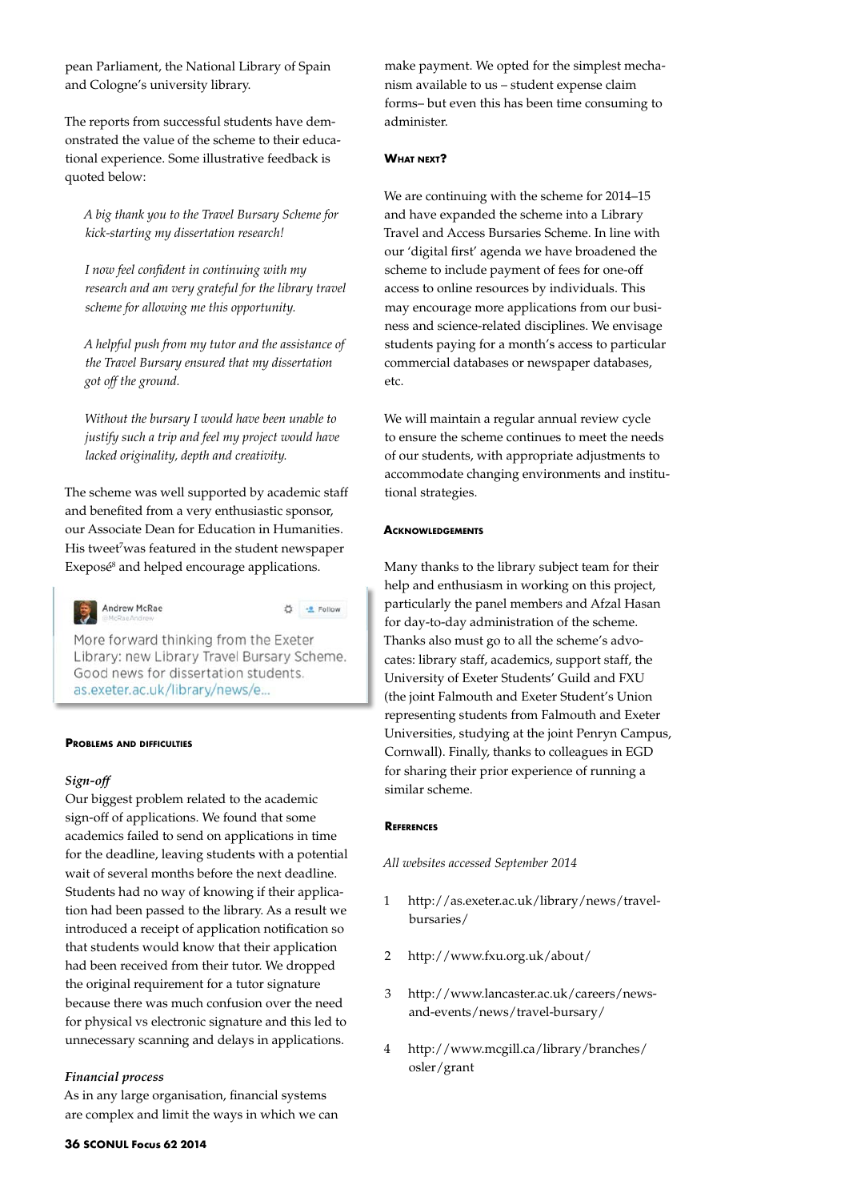pean Parliament, the National Library of Spain and Cologne's university library.

The reports from successful students have demonstrated the value of the scheme to their educational experience. Some illustrative feedback is quoted below:

> *A big thank you to the Travel Bursary Scheme for kick-starting my dissertation research!*
>
> *I now feel confident in continuing with my research and am very grateful for the library travel scheme for allowing me this opportunity.*
>
> *A helpful push from my tutor and the assistance of the Travel Bursary ensured that my dissertation got off the ground.*
>
> *Without the bursary I would have been unable to justify such a trip and feel my project would have lacked originality, depth and creativity.*

The scheme was well supported by academic staff and benefited from a very enthusiastic sponsor, our Associate Dean for Education in Humanities. His tweet[7] was featured in the student newspaper Exeposé[8] and helped encourage applications.

> Andrew McRae
> @McRaeAndrew
>
> More forward thinking from the Exeter Library: new Library Travel Bursary Scheme. Good news for dissertation students. as.exeter.ac.uk/library/news/e...

## Problems and difficulties

### *Sign-off*

Our biggest problem related to the academic sign-off of applications. We found that some academics failed to send on applications in time for the deadline, leaving students with a potential wait of several months before the next deadline. Students had no way of knowing if their application had been passed to the library. As a result we introduced a receipt of application notification so that students would know that their application had been received from their tutor. We dropped the original requirement for a tutor signature because there was much confusion over the need for physical vs electronic signature and this led to unnecessary scanning and delays in applications.

### *Financial process*

As in any large organisation, financial systems are complex and limit the ways in which we can make payment. We opted for the simplest mechanism available to us – student expense claim forms– but even this has been time consuming to administer.

## What next?

We are continuing with the scheme for 2014–15 and have expanded the scheme into a Library Travel and Access Bursaries Scheme. In line with our 'digital first' agenda we have broadened the scheme to include payment of fees for one-off access to online resources by individuals. This may encourage more applications from our business and science-related disciplines. We envisage students paying for a month's access to particular commercial databases or newspaper databases, etc.

We will maintain a regular annual review cycle to ensure the scheme continues to meet the needs of our students, with appropriate adjustments to accommodate changing environments and institutional strategies.

## Acknowledgements

Many thanks to the library subject team for their help and enthusiasm in working on this project, particularly the panel members and Afzal Hasan for day-to-day administration of the scheme. Thanks also must go to all the scheme's advocates: library staff, academics, support staff, the University of Exeter Students' Guild and FXU (the joint Falmouth and Exeter Student's Union representing students from Falmouth and Exeter Universities, studying at the joint Penryn Campus, Cornwall). Finally, thanks to colleagues in EGD for sharing their prior experience of running a similar scheme.

## References

*All websites accessed September 2014*

1. http://as.exeter.ac.uk/library/news/travel-bursaries/
2. http://www.fxu.org.uk/about/
3. http://www.lancaster.ac.uk/careers/news-and-events/news/travel-bursary/
4. http://www.mcgill.ca/library/branches/osler/grant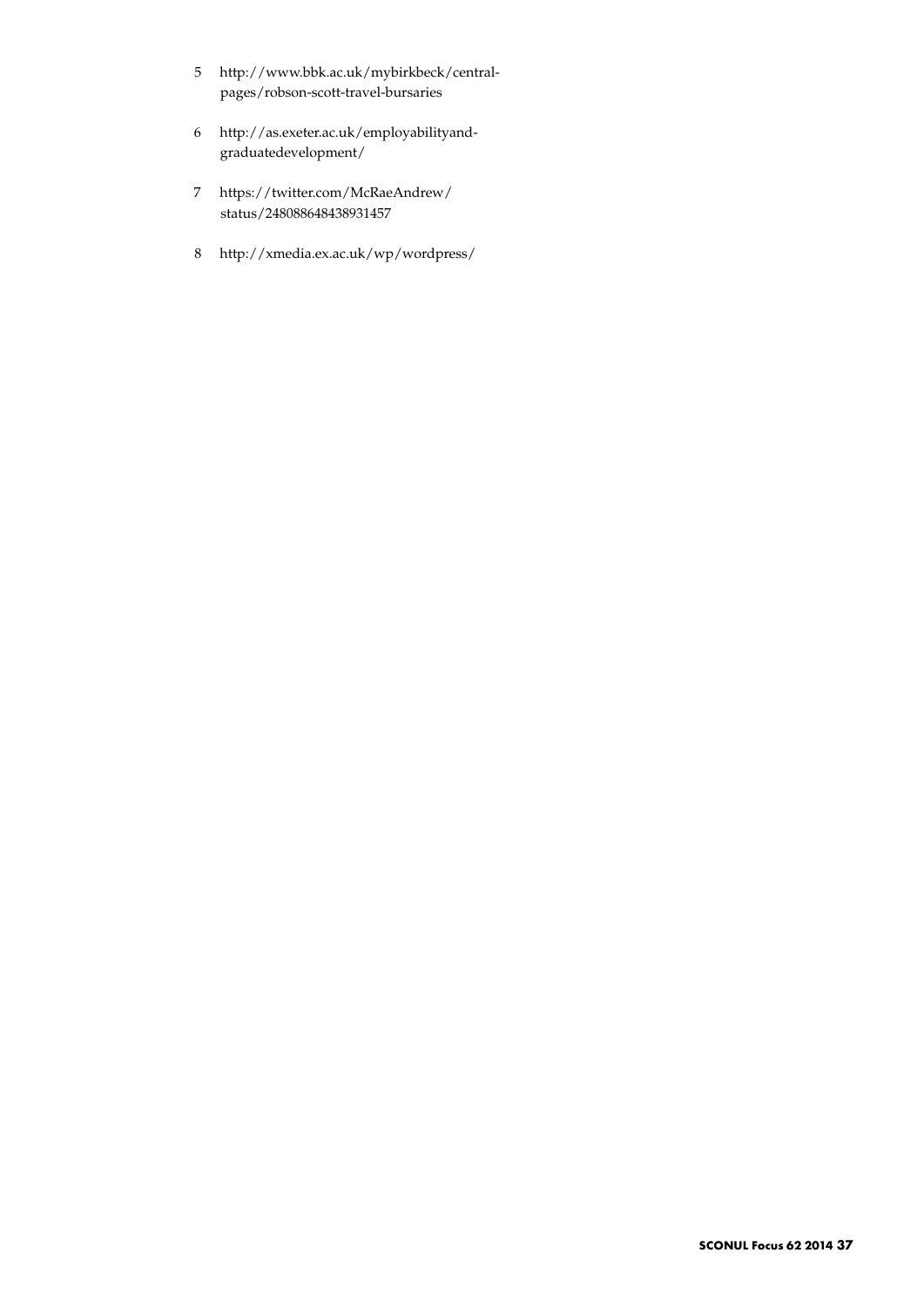5. http://www.bbk.ac.uk/mybirkbeck/central-pages/robson-scott-travel-bursaries
6. http://as.exeter.ac.uk/employabilityand-graduatedevelopment/
7. https://twitter.com/McRaeAndrew/status/248088648438931457
8. http://xmedia.ex.ac.uk/wp/wordpress/